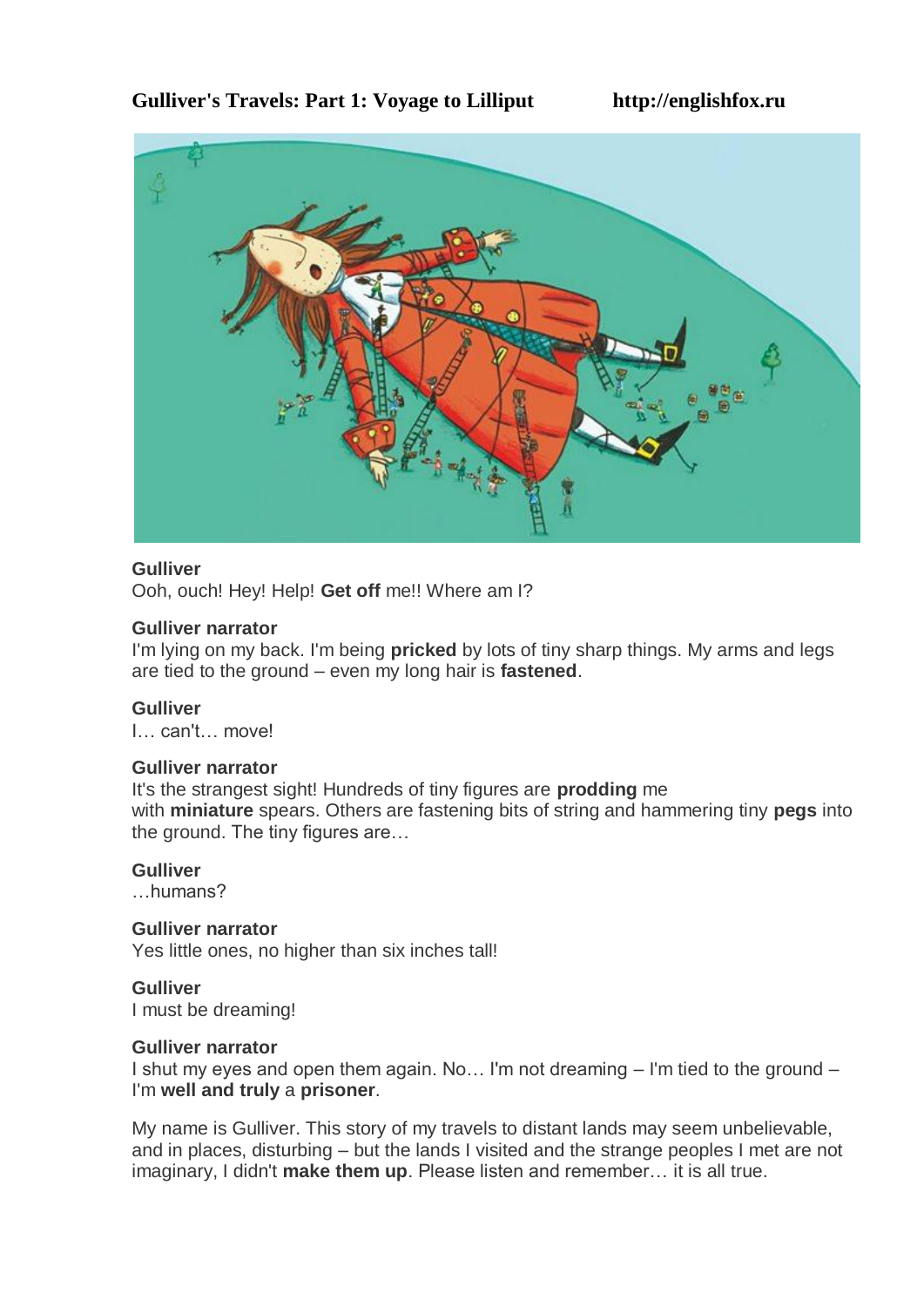**Gulliver's Travels: Part 1: Voyage to Lilliput** **http://englishfox.ru**

**Gulliver**
Ooh, ouch! Hey! Help! **Get off** me!! Where am I?

**Gulliver narrator**
I'm lying on my back. I'm being **pricked** by lots of tiny sharp things. My arms and legs are tied to the ground – even my long hair is **fastened**.

**Gulliver**
I… can't… move!

**Gulliver narrator**
It's the strangest sight! Hundreds of tiny figures are **prodding** me with **miniature** spears. Others are fastening bits of string and hammering tiny **pegs** into the ground. The tiny figures are…

**Gulliver**
…humans?

**Gulliver narrator**
Yes little ones, no higher than six inches tall!

**Gulliver**
I must be dreaming!

**Gulliver narrator**
I shut my eyes and open them again. No… I'm not dreaming – I'm tied to the ground – I'm **well and truly** a **prisoner**.

My name is Gulliver. This story of my travels to distant lands may seem unbelievable, and in places, disturbing – but the lands I visited and the strange peoples I met are not imaginary, I didn't **make them up**. Please listen and remember… it is all true.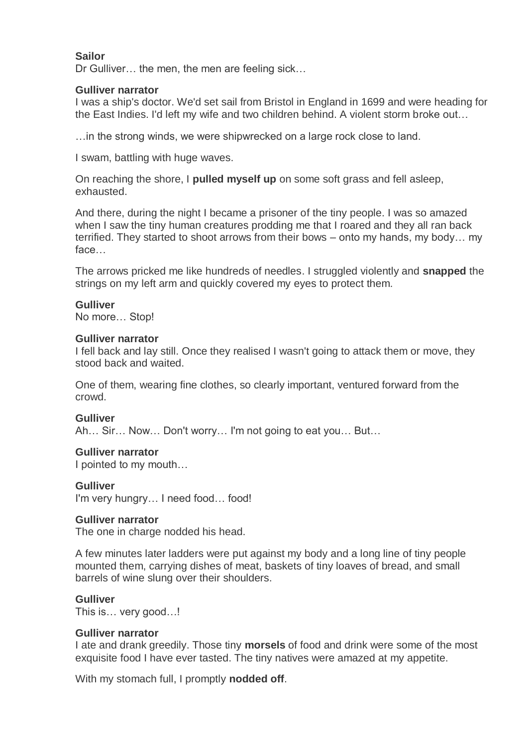**Sailor**
Dr Gulliver… the men, the men are feeling sick…

**Gulliver narrator**
I was a ship's doctor. We'd set sail from Bristol in England in 1699 and were heading for the East Indies. I'd left my wife and two children behind. A violent storm broke out…

…in the strong winds, we were shipwrecked on a large rock close to land.

I swam, battling with huge waves.

On reaching the shore, I **pulled myself up** on some soft grass and fell asleep, exhausted.

And there, during the night I became a prisoner of the tiny people. I was so amazed when I saw the tiny human creatures prodding me that I roared and they all ran back terrified. They started to shoot arrows from their bows – onto my hands, my body… my face…

The arrows pricked me like hundreds of needles. I struggled violently and **snapped** the strings on my left arm and quickly covered my eyes to protect them.

**Gulliver**
No more… Stop!

**Gulliver narrator**
I fell back and lay still. Once they realised I wasn't going to attack them or move, they stood back and waited.

One of them, wearing fine clothes, so clearly important, ventured forward from the crowd.

**Gulliver**
Ah… Sir… Now… Don't worry… I'm not going to eat you… But…

**Gulliver narrator**
I pointed to my mouth…

**Gulliver**
I'm very hungry… I need food… food!

**Gulliver narrator**
The one in charge nodded his head.

A few minutes later ladders were put against my body and a long line of tiny people mounted them, carrying dishes of meat, baskets of tiny loaves of bread, and small barrels of wine slung over their shoulders.

**Gulliver**
This is… very good…!

**Gulliver narrator**
I ate and drank greedily. Those tiny **morsels** of food and drink were some of the most exquisite food I have ever tasted. The tiny natives were amazed at my appetite.

With my stomach full, I promptly **nodded off**.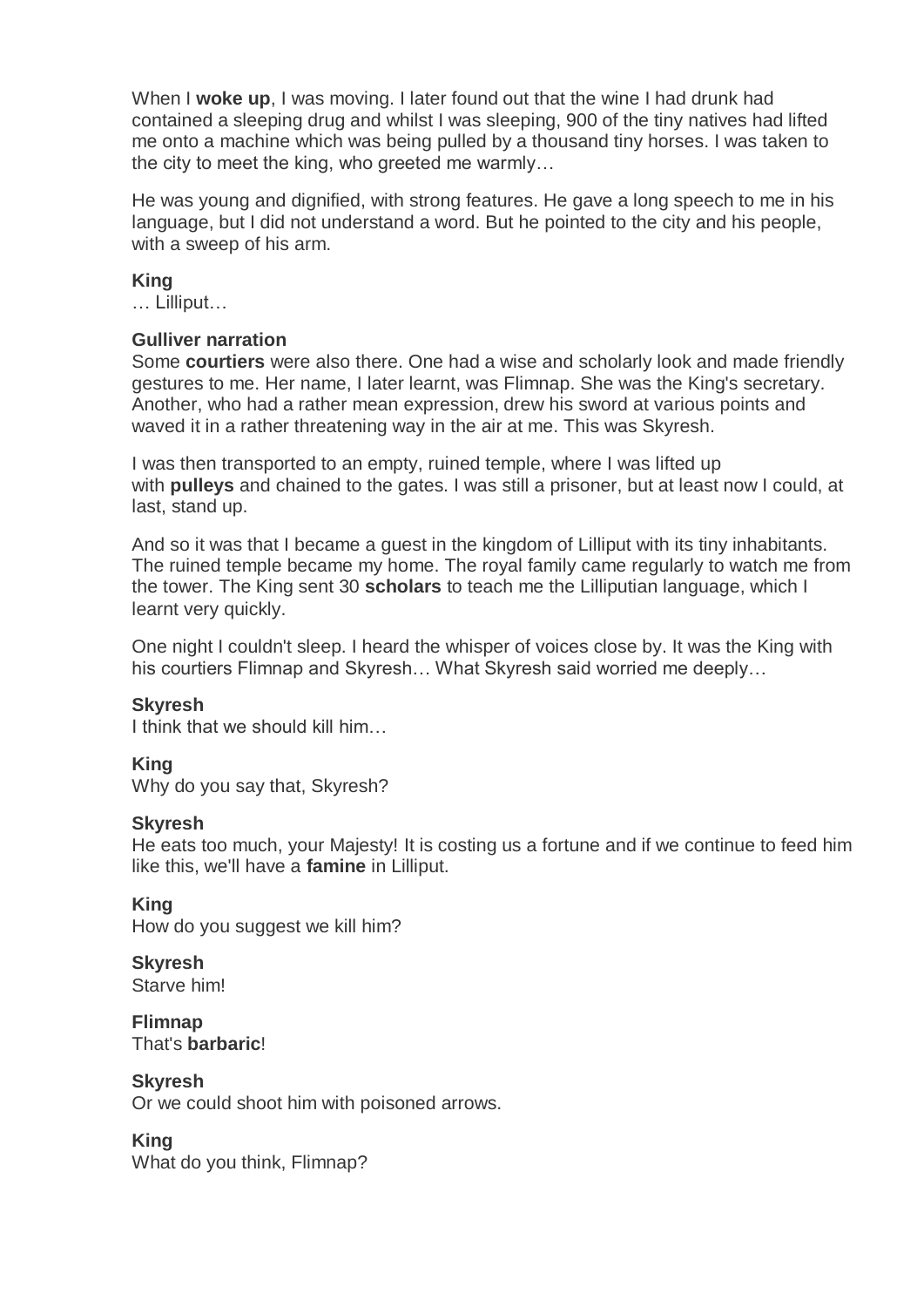When I **woke up**, I was moving. I later found out that the wine I had drunk had contained a sleeping drug and whilst I was sleeping, 900 of the tiny natives had lifted me onto a machine which was being pulled by a thousand tiny horses. I was taken to the city to meet the king, who greeted me warmly…

He was young and dignified, with strong features. He gave a long speech to me in his language, but I did not understand a word. But he pointed to the city and his people, with a sweep of his arm.

**King**
… Lilliput…

**Gulliver narration**
Some **courtiers** were also there. One had a wise and scholarly look and made friendly gestures to me. Her name, I later learnt, was Flimnap. She was the King's secretary. Another, who had a rather mean expression, drew his sword at various points and waved it in a rather threatening way in the air at me. This was Skyresh.

I was then transported to an empty, ruined temple, where I was lifted up with **pulleys** and chained to the gates. I was still a prisoner, but at least now I could, at last, stand up.

And so it was that I became a guest in the kingdom of Lilliput with its tiny inhabitants. The ruined temple became my home. The royal family came regularly to watch me from the tower. The King sent 30 **scholars** to teach me the Lilliputian language, which I learnt very quickly.

One night I couldn't sleep. I heard the whisper of voices close by. It was the King with his courtiers Flimnap and Skyresh… What Skyresh said worried me deeply…

**Skyresh**
I think that we should kill him…

**King**
Why do you say that, Skyresh?

**Skyresh**
He eats too much, your Majesty! It is costing us a fortune and if we continue to feed him like this, we'll have a **famine** in Lilliput.

**King**
How do you suggest we kill him?

**Skyresh**
Starve him!

**Flimnap**
That's **barbaric**!

**Skyresh**
Or we could shoot him with poisoned arrows.

**King**
What do you think, Flimnap?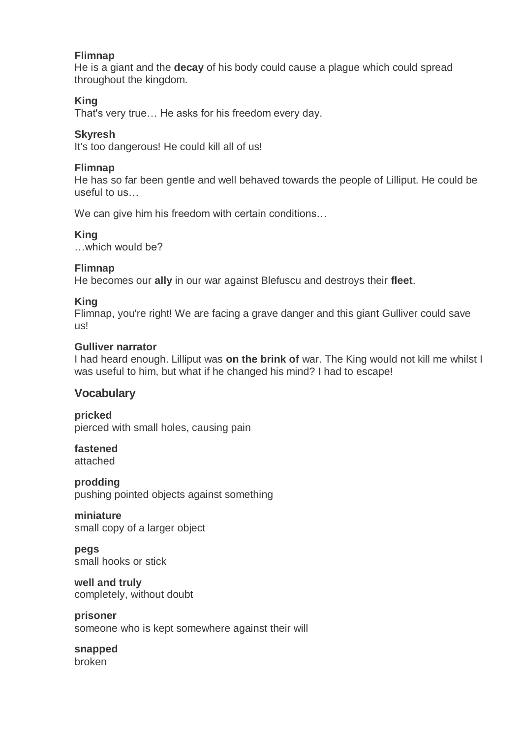**Flimnap**
He is a giant and the **decay** of his body could cause a plague which could spread throughout the kingdom.

**King**
That's very true… He asks for his freedom every day.

**Skyresh**
It's too dangerous! He could kill all of us!

**Flimnap**
He has so far been gentle and well behaved towards the people of Lilliput. He could be useful to us…

We can give him his freedom with certain conditions…

**King**
…which would be?

**Flimnap**
He becomes our **ally** in our war against Blefuscu and destroys their **fleet**.

**King**
Flimnap, you're right! We are facing a grave danger and this giant Gulliver could save us!

**Gulliver narrator**
I had heard enough. Lilliput was **on the brink of** war. The King would not kill me whilst I was useful to him, but what if he changed his mind? I had to escape!

## Vocabulary

**pricked**
pierced with small holes, causing pain

**fastened**
attached

**prodding**
pushing pointed objects against something

**miniature**
small copy of a larger object

**pegs**
small hooks or stick

**well and truly**
completely, without doubt

**prisoner**
someone who is kept somewhere against their will

**snapped**
broken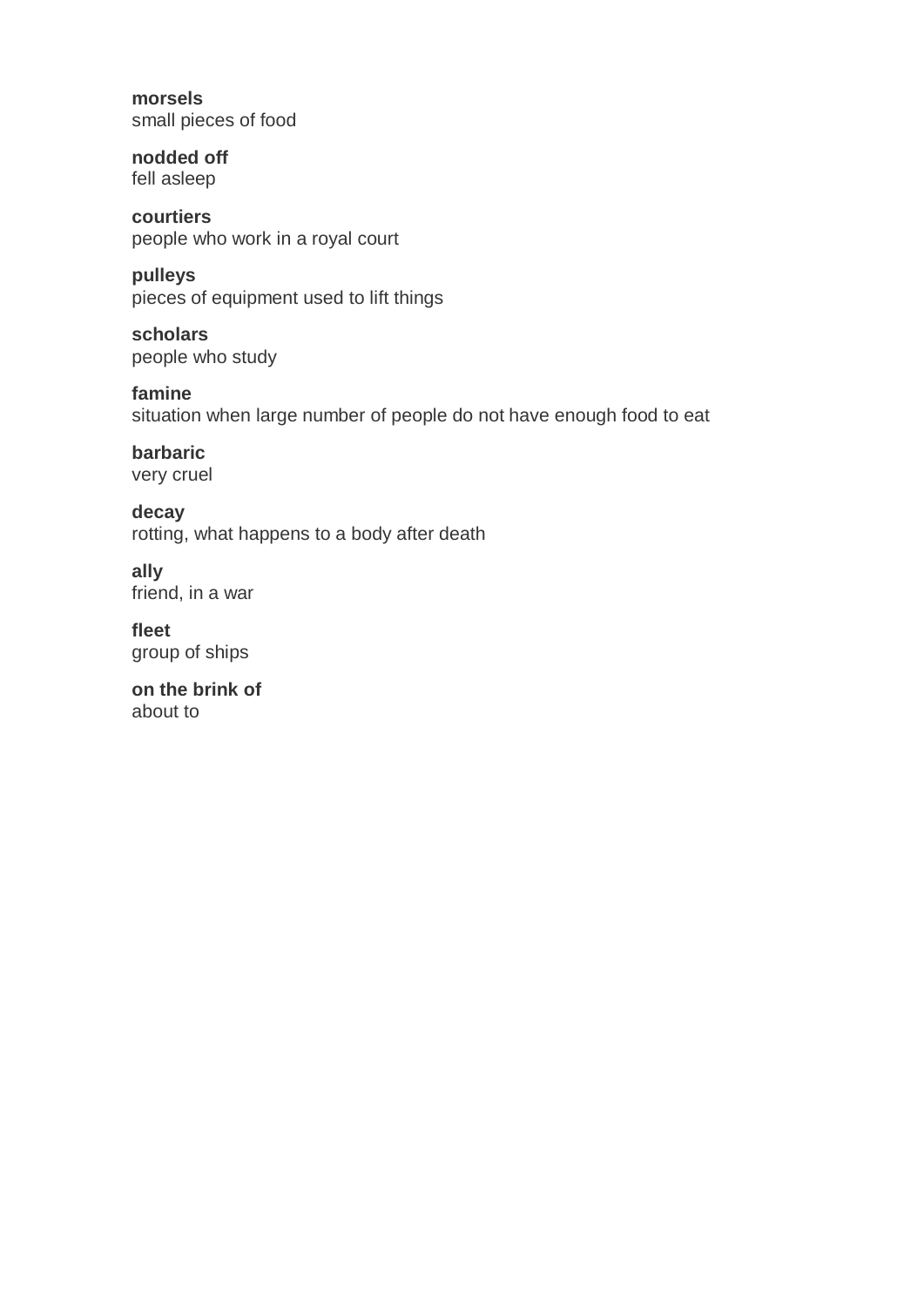**morsels**
small pieces of food

**nodded off**
fell asleep

**courtiers**
people who work in a royal court

**pulleys**
pieces of equipment used to lift things

**scholars**
people who study

**famine**
situation when large number of people do not have enough food to eat

**barbaric**
very cruel

**decay**
rotting, what happens to a body after death

**ally**
friend, in a war

**fleet**
group of ships

**on the brink of**
about to